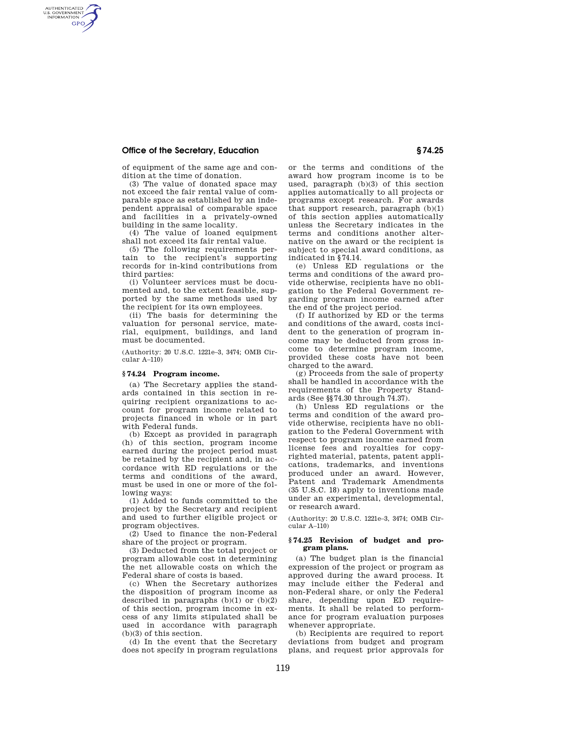of equipment of the same age and condition at the time of donation.

(3) The value of donated space may not exceed the fair rental value of comparable space as established by an independent appraisal of comparable space and facilities in a privately-owned building in the same locality.

(4) The value of loaned equipment shall not exceed its fair rental value.

(5) The following requirements pertain to the recipient's supporting records for in-kind contributions from third parties:

(i) Volunteer services must be documented and, to the extent feasible, supported by the same methods used by the recipient for its own employees.

(ii) The basis for determining the valuation for personal service, material, equipment, buildings, and land must be documented.

(Authority: 20 U.S.C. 1221e–3, 3474; OMB Circular A–110)

## § 74.24 Program income.

(a) The Secretary applies the standards contained in this section in requiring recipient organizations to account for program income related to projects financed in whole or in part with Federal funds.

(b) Except as provided in paragraph (h) of this section, program income earned during the project period must be retained by the recipient and, in accordance with ED regulations or the terms and conditions of the award, must be used in one or more of the following ways:

(1) Added to funds committed to the project by the Secretary and recipient and used to further eligible project or program objectives.

(2) Used to finance the non-Federal share of the project or program.

(3) Deducted from the total project or program allowable cost in determining the net allowable costs on which the Federal share of costs is based.

(c) When the Secretary authorizes the disposition of program income as described in paragraphs (b)(1) or (b)(2) of this section, program income in excess of any limits stipulated shall be used in accordance with paragraph (b)(3) of this section.

(d) In the event that the Secretary does not specify in program regulations or the terms and conditions of the award how program income is to be used, paragraph (b)(3) of this section applies automatically to all projects or programs except research. For awards that support research, paragraph (b)(1) of this section applies automatically unless the Secretary indicates in the terms and conditions another alternative on the award or the recipient is subject to special award conditions, as indicated in § 74.14.

(e) Unless ED regulations or the terms and conditions of the award provide otherwise, recipients have no obligation to the Federal Government regarding program income earned after the end of the project period.

(f) If authorized by ED or the terms and conditions of the award, costs incident to the generation of program income may be deducted from gross income to determine program income, provided these costs have not been charged to the award.

(g) Proceeds from the sale of property shall be handled in accordance with the requirements of the Property Standards (See §§ 74.30 through 74.37).

(h) Unless ED regulations or the terms and condition of the award provide otherwise, recipients have no obligation to the Federal Government with respect to program income earned from license fees and royalties for copyrighted material, patents, patent applications, trademarks, and inventions produced under an award. However, Patent and Trademark Amendments (35 U.S.C. 18) apply to inventions made under an experimental, developmental, or research award.

(Authority: 20 U.S.C. 1221e–3, 3474; OMB Circular A–110)

## § 74.25 Revision of budget and program plans.

(a) The budget plan is the financial expression of the project or program as approved during the award process. It may include either the Federal and non-Federal share, or only the Federal share, depending upon ED requirements. It shall be related to performance for program evaluation purposes whenever appropriate.

(b) Recipients are required to report deviations from budget and program plans, and request prior approvals for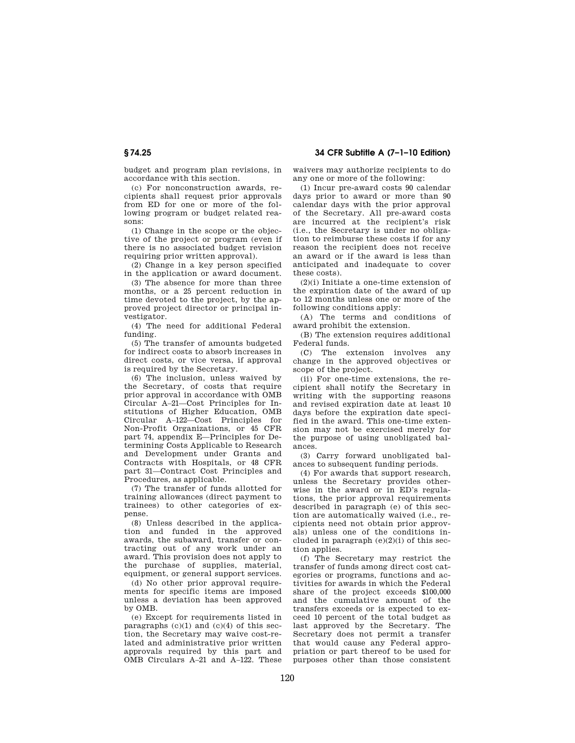budget and program plan revisions, in accordance with this section.

(c) For nonconstruction awards, recipients shall request prior approvals from ED for one or more of the following program or budget related reasons:

(1) Change in the scope or the objective of the project or program (even if there is no associated budget revision requiring prior written approval).

(2) Change in a key person specified in the application or award document.

(3) The absence for more than three months, or a 25 percent reduction in time devoted to the project, by the approved project director or principal investigator.

(4) The need for additional Federal funding.

(5) The transfer of amounts budgeted for indirect costs to absorb increases in direct costs, or vice versa, if approval is required by the Secretary.

(6) The inclusion, unless waived by the Secretary, of costs that require prior approval in accordance with OMB Circular A–21—Cost Principles for Institutions of Higher Education, OMB Circular A–122—Cost Principles for Non-Profit Organizations, or 45 CFR part 74, appendix E—Principles for Determining Costs Applicable to Research and Development under Grants and Contracts with Hospitals, or 48 CFR part 31—Contract Cost Principles and Procedures, as applicable.

(7) The transfer of funds allotted for training allowances (direct payment to trainees) to other categories of expense.

(8) Unless described in the application and funded in the approved awards, the subaward, transfer or contracting out of any work under an award. This provision does not apply to the purchase of supplies, material, equipment, or general support services.

(d) No other prior approval requirements for specific items are imposed unless a deviation has been approved by OMB.

(e) Except for requirements listed in paragraphs (c)(1) and (c)(4) of this section, the Secretary may waive cost-related and administrative prior written approvals required by this part and OMB Circulars A–21 and A–122. These waivers may authorize recipients to do any one or more of the following:

(1) Incur pre-award costs 90 calendar days prior to award or more than 90 calendar days with the prior approval of the Secretary. All pre-award costs are incurred at the recipient's risk (i.e., the Secretary is under no obligation to reimburse these costs if for any reason the recipient does not receive an award or if the award is less than anticipated and inadequate to cover these costs).

(2)(i) Initiate a one-time extension of the expiration date of the award of up to 12 months unless one or more of the following conditions apply:

(A) The terms and conditions of award prohibit the extension.

(B) The extension requires additional Federal funds.

(C) The extension involves any change in the approved objectives or scope of the project.

(ii) For one-time extensions, the recipient shall notify the Secretary in writing with the supporting reasons and revised expiration date at least 10 days before the expiration date specified in the award. This one-time extension may not be exercised merely for the purpose of using unobligated balances.

(3) Carry forward unobligated balances to subsequent funding periods.

(4) For awards that support research, unless the Secretary provides otherwise in the award or in ED's regulations, the prior approval requirements described in paragraph (e) of this section are automatically waived (i.e., recipients need not obtain prior approvals) unless one of the conditions included in paragraph (e)(2)(i) of this section applies.

(f) The Secretary may restrict the transfer of funds among direct cost categories or programs, functions and activities for awards in which the Federal share of the project exceeds $100,000 and the cumulative amount of the transfers exceeds or is expected to exceed 10 percent of the total budget as last approved by the Secretary. The Secretary does not permit a transfer that would cause any Federal appropriation or part thereof to be used for purposes other than those consistent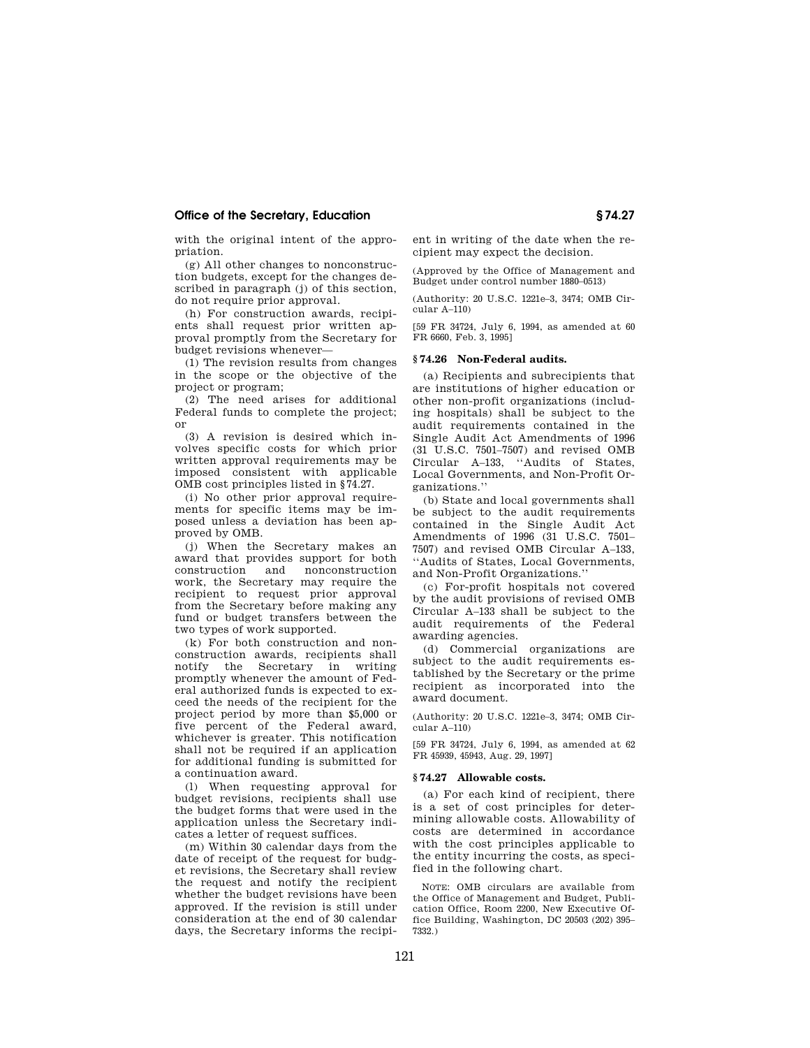with the original intent of the appropriation.

(g) All other changes to nonconstruction budgets, except for the changes described in paragraph (j) of this section, do not require prior approval.

(h) For construction awards, recipients shall request prior written approval promptly from the Secretary for budget revisions whenever—

(1) The revision results from changes in the scope or the objective of the project or program;

(2) The need arises for additional Federal funds to complete the project; or

(3) A revision is desired which involves specific costs for which prior written approval requirements may be imposed consistent with applicable OMB cost principles listed in §74.27.

(i) No other prior approval requirements for specific items may be imposed unless a deviation has been approved by OMB.

(j) When the Secretary makes an award that provides support for both construction and nonconstruction work, the Secretary may require the recipient to request prior approval from the Secretary before making any fund or budget transfers between the two types of work supported.

(k) For both construction and nonconstruction awards, recipients shall notify the Secretary in writing promptly whenever the amount of Federal authorized funds is expected to exceed the needs of the recipient for the project period by more than $5,000 or five percent of the Federal award, whichever is greater. This notification shall not be required if an application for additional funding is submitted for a continuation award.

(l) When requesting approval for budget revisions, recipients shall use the budget forms that were used in the application unless the Secretary indicates a letter of request suffices.

(m) Within 30 calendar days from the date of receipt of the request for budget revisions, the Secretary shall review the request and notify the recipient whether the budget revisions have been approved. If the revision is still under consideration at the end of 30 calendar days, the Secretary informs the recipient in writing of the date when the recipient may expect the decision.

(Approved by the Office of Management and Budget under control number 1880–0513)

(Authority: 20 U.S.C. 1221e–3, 3474; OMB Circular A–110)

[59 FR 34724, July 6, 1994, as amended at 60 FR 6660, Feb. 3, 1995]

### §74.26 Non-Federal audits.

(a) Recipients and subrecipients that are institutions of higher education or other non-profit organizations (including hospitals) shall be subject to the audit requirements contained in the Single Audit Act Amendments of 1996 (31 U.S.C. 7501–7507) and revised OMB Circular A–133, ''Audits of States, Local Governments, and Non-Profit Organizations.''

(b) State and local governments shall be subject to the audit requirements contained in the Single Audit Act Amendments of 1996 (31 U.S.C. 7501–7507) and revised OMB Circular A–133, ''Audits of States, Local Governments, and Non-Profit Organizations.''

(c) For-profit hospitals not covered by the audit provisions of revised OMB Circular A–133 shall be subject to the audit requirements of the Federal awarding agencies.

(d) Commercial organizations are subject to the audit requirements established by the Secretary or the prime recipient as incorporated into the award document.

(Authority: 20 U.S.C. 1221e–3, 3474; OMB Circular A–110)

[59 FR 34724, July 6, 1994, as amended at 62 FR 45939, 45943, Aug. 29, 1997]

### §74.27 Allowable costs.

(a) For each kind of recipient, there is a set of cost principles for determining allowable costs. Allowability of costs are determined in accordance with the cost principles applicable to the entity incurring the costs, as specified in the following chart.

NOTE: OMB circulars are available from the Office of Management and Budget, Publication Office, Room 2200, New Executive Office Building, Washington, DC 20503 (202) 395–7332.)